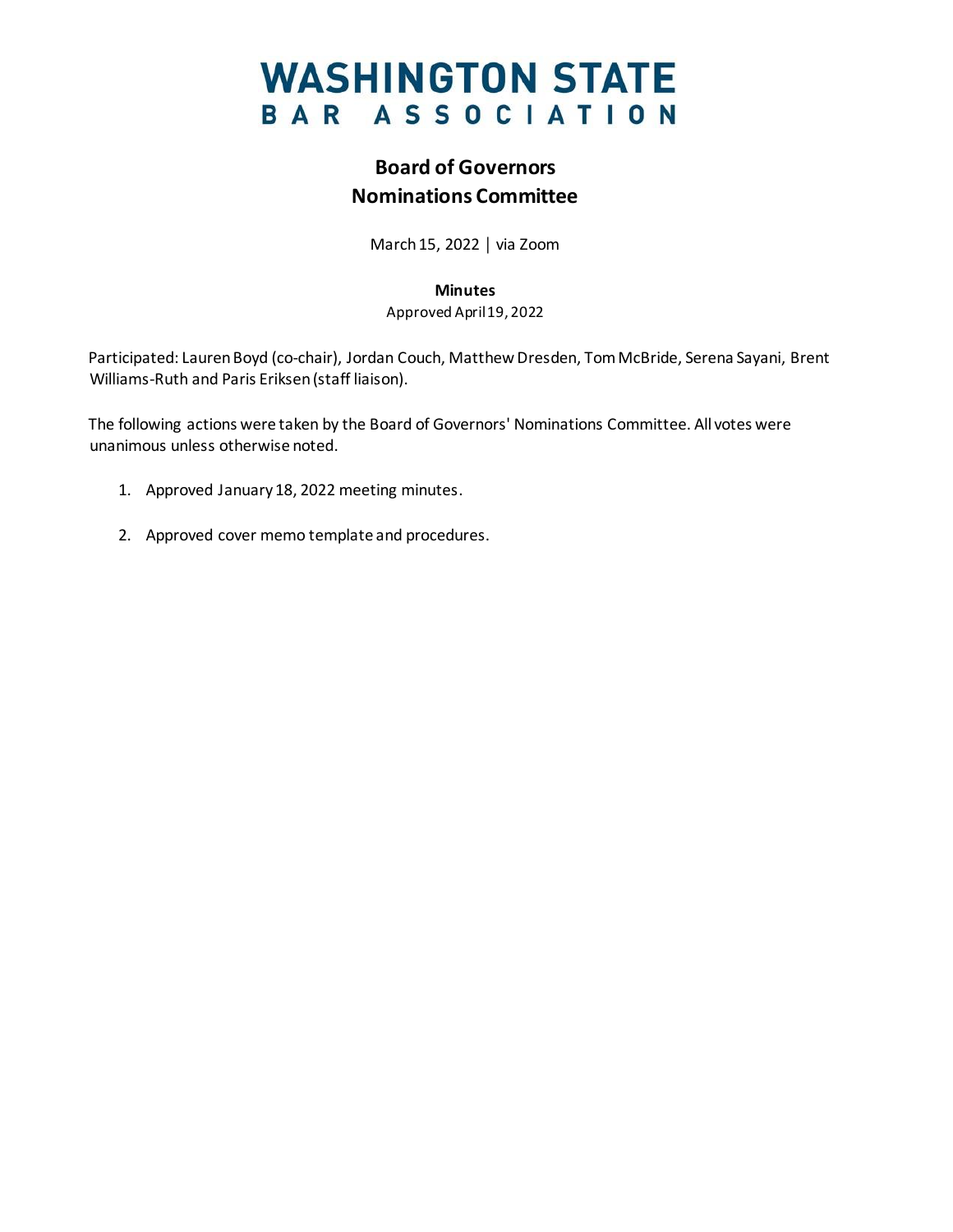# WASHINGTON STATE BAR ASSOCIATION

## Board of Governors
## Nominations Committee

March 15, 2022 | via Zoom

**Minutes**
Approved April 19, 2022

Participated: Lauren Boyd (co-chair), Jordan Couch, Matthew Dresden, Tom McBride, Serena Sayani, Brent Williams-Ruth and Paris Eriksen (staff liaison).

The following actions were taken by the Board of Governors' Nominations Committee. All votes were unanimous unless otherwise noted.

1. Approved January 18, 2022 meeting minutes.

2. Approved cover memo template and procedures.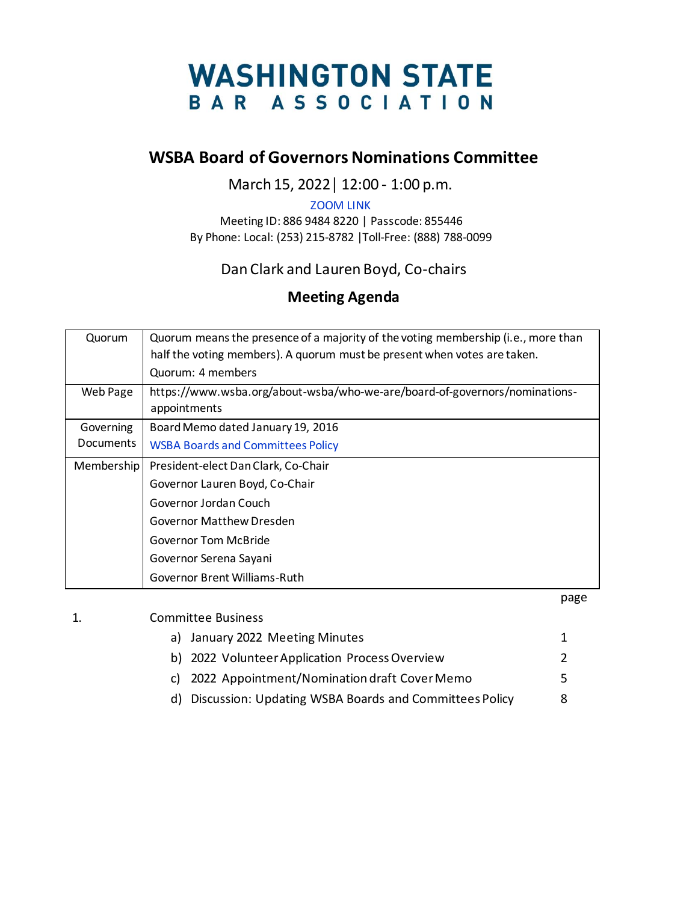# WASHINGTON STATE BAR ASSOCIATION

## WSBA Board of Governors Nominations Committee

March 15, 2022 | 12:00 - 1:00 p.m.

ZOOM LINK

Meeting ID: 886 9484 8220 | Passcode: 855446

By Phone: Local: (253) 215-8782 |Toll-Free: (888) 788-0099

Dan Clark and Lauren Boyd, Co-chairs

### Meeting Agenda

| | |
|---|---|
| Quorum | Quorum means the presence of a majority of the voting membership (i.e., more than half the voting members). A quorum must be present when votes are taken.<br>Quorum: 4 members |
| Web Page | https://www.wsba.org/about-wsba/who-we-are/board-of-governors/nominations-appointments |
| Governing Documents | Board Memo dated January 19, 2016<br>WSBA Boards and Committees Policy |
| Membership | President-elect Dan Clark, Co-Chair<br>Governor Lauren Boyd, Co-Chair<br>Governor Jordan Couch<br>Governor Matthew Dresden<br>Governor Tom McBride<br>Governor Serena Sayani<br>Governor Brent Williams-Ruth |

| | | page |
|---|---|---|
| 1. | Committee Business | |
| | a) January 2022 Meeting Minutes | 1 |
| | b) 2022 Volunteer Application Process Overview | 2 |
| | c) 2022 Appointment/Nomination draft Cover Memo | 5 |
| | d) Discussion: Updating WSBA Boards and Committees Policy | 8 |